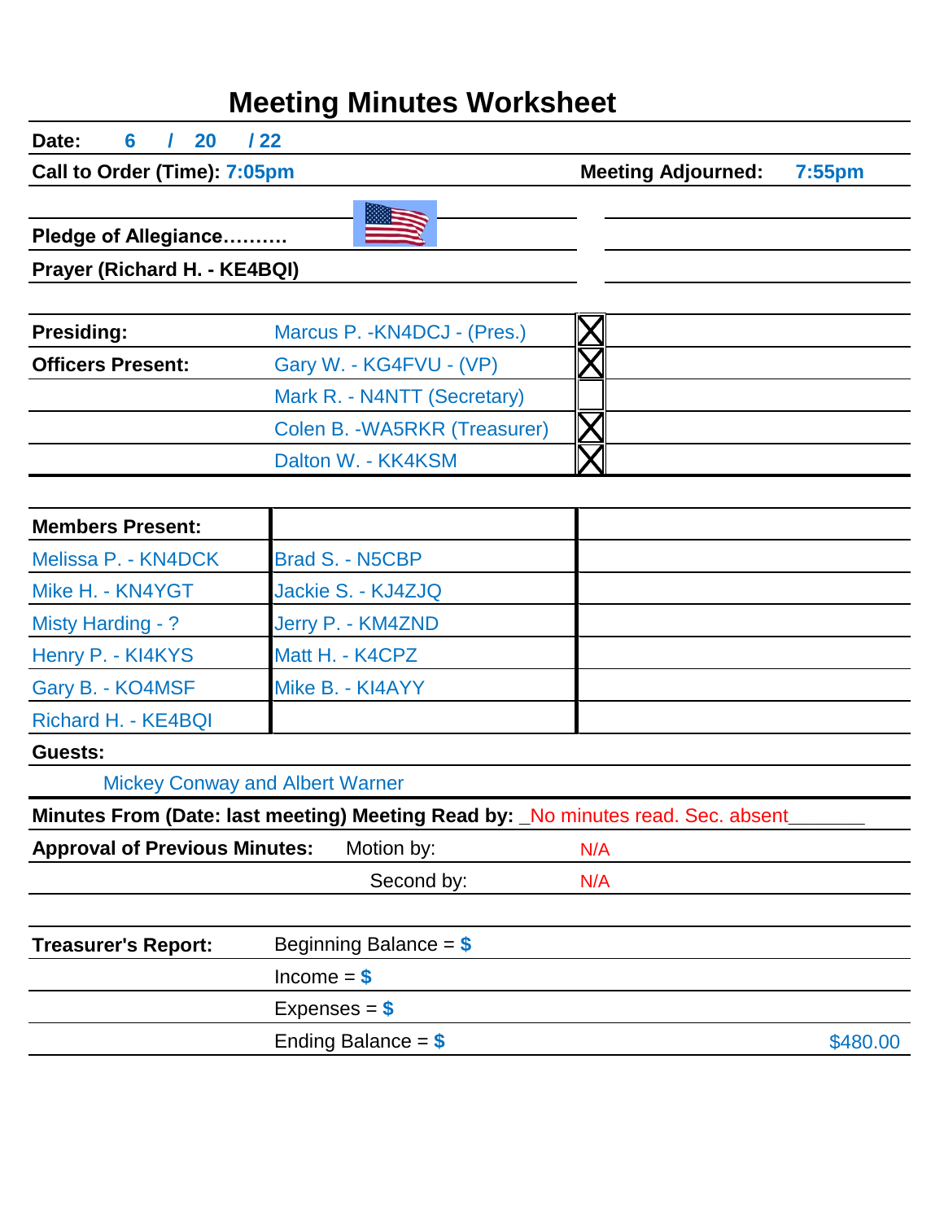# Meeting Minutes Worksheet

**Date:** 6 / 20 / 22

**Call to Order (Time):** 7:05pm

**Meeting Adjourned:** 7:55pm

**Pledge of Allegiance……….**

**Prayer (Richard H. - KE4BQI)**

| | | |
|---|---|---|
| **Presiding:** | Marcus P. -KN4DCJ - (Pres.) | X |
| **Officers Present:** | Gary W. - KG4FVU - (VP) | X |
| | Mark R. - N4NTT (Secretary) | |
| | Colen B. -WA5RKR (Treasurer) | X |
| | Dalton W. - KK4KSM | X |

| **Members Present:** | | |
|---|---|---|
| Melissa P. - KN4DCK | Brad S. - N5CBP | |
| Mike H. - KN4YGT | Jackie S. - KJ4ZJQ | |
| Misty Harding - ? | Jerry P. - KM4ZND | |
| Henry P. - KI4KYS | Matt H. - K4CPZ | |
| Gary B. - KO4MSF | Mike B. - KI4AYY | |
| Richard H. - KE4BQI | | |

**Guests:**

Mickey Conway and Albert Warner

**Minutes From (Date: last meeting) Meeting Read by:** _No minutes read. Sec. absent_______

| | | |
|---|---|---|
| **Approval of Previous Minutes:** | Motion by: | N/A |
| | Second by: | N/A |

| | | |
|---|---|---|
| **Treasurer's Report:** | Beginning Balance = $ | |
| | Income = $ | |
| | Expenses = $ | |
| | Ending Balance = $ | $480.00 |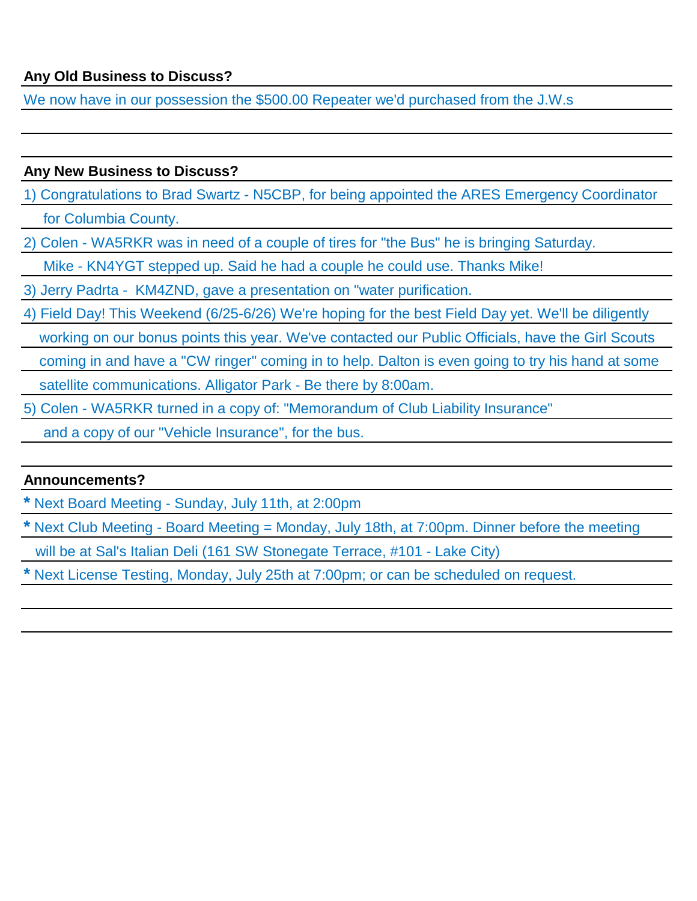**Any Old Business to Discuss?**

We now have in our possession the $500.00 Repeater we'd purchased from the J.W.s

**Any New Business to Discuss?**

1) Congratulations to Brad Swartz - N5CBP, for being appointed the ARES Emergency Coordinator for Columbia County.

2) Colen - WA5RKR was in need of a couple of tires for "the Bus" he is bringing Saturday. Mike - KN4YGT stepped up. Said he had a couple he could use. Thanks Mike!

3) Jerry Padrta - KM4ZND, gave a presentation on "water purification.

4) Field Day! This Weekend (6/25-6/26) We're hoping for the best Field Day yet. We'll be diligently working on our bonus points this year. We've contacted our Public Officials, have the Girl Scouts coming in and have a "CW ringer" coming in to help. Dalton is even going to try his hand at some satellite communications. Alligator Park - Be there by 8:00am.

5) Colen - WA5RKR turned in a copy of: "Memorandum of Club Liability Insurance" and a copy of our "Vehicle Insurance", for the bus.

**Announcements?**

* Next Board Meeting - Sunday, July 11th, at 2:00pm
* Next Club Meeting - Board Meeting = Monday, July 18th, at 7:00pm. Dinner before the meeting will be at Sal's Italian Deli (161 SW Stonegate Terrace, #101 - Lake City)
* Next License Testing, Monday, July 25th at 7:00pm; or can be scheduled on request.